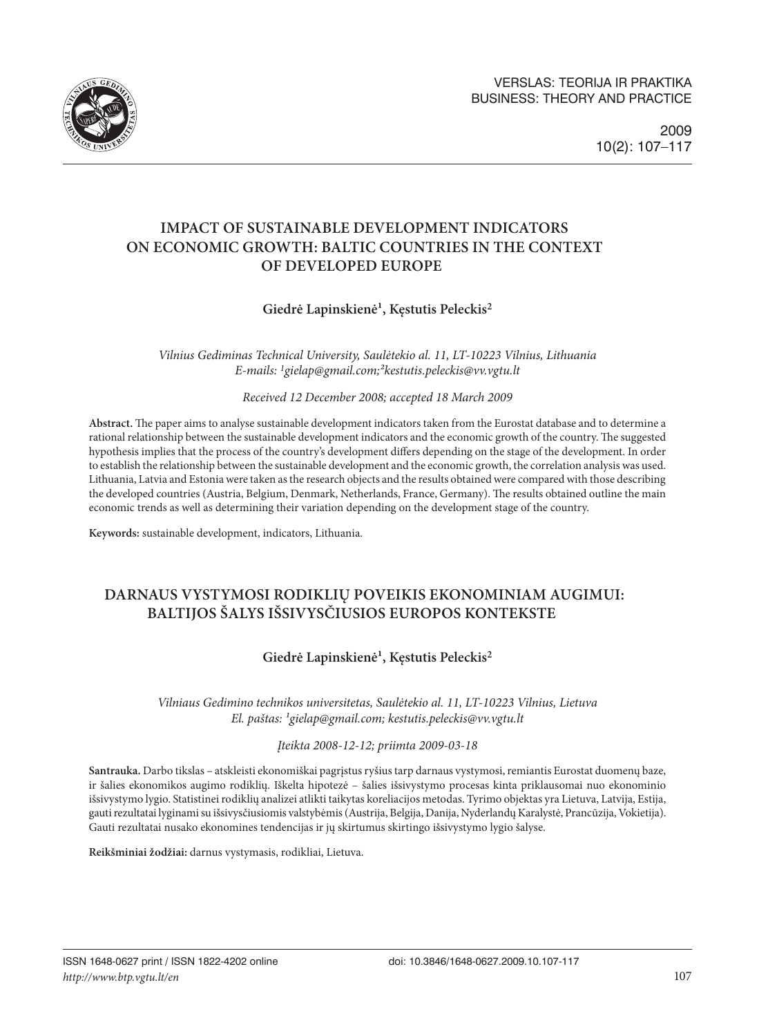# IMPACT OF SUSTAINABLE DEVELOPMENT INDICATORS ON ECONOMIC GROWTH: BALTIC COUNTRIES IN THE CONTEXT OF DEVELOPED EUROPE

**Giedrė Lapinskienė[1], Kęstutis Peleckis[2]**

*Vilnius Gediminas Technical University, Saulėtekio al. 11, LT-10223 Vilnius, Lithuania*
*E-mails: [1]gielap@gmail.com;[2]kestutis.peleckis@vv.vgtu.lt*

*Received 12 December 2008; accepted 18 March 2009*

**Abstract.** The paper aims to analyse sustainable development indicators taken from the Eurostat database and to determine a rational relationship between the sustainable development indicators and the economic growth of the country. The suggested hypothesis implies that the process of the country's development differs depending on the stage of the development. In order to establish the relationship between the sustainable development and the economic growth, the correlation analysis was used. Lithuania, Latvia and Estonia were taken as the research objects and the results obtained were compared with those describing the developed countries (Austria, Belgium, Denmark, Netherlands, France, Germany). The results obtained outline the main economic trends as well as determining their variation depending on the development stage of the country.

**Keywords:** sustainable development, indicators, Lithuania.

# DARNAUS VYSTYMOSI RODIKLIŲ POVEIKIS EKONOMINIAM AUGIMUI: BALTIJOS ŠALYS IŠSIVYSČIUSIOS EUROPOS KONTEKSTE

**Giedrė Lapinskienė[1], Kęstutis Peleckis[2]**

*Vilniaus Gedimino technikos universitetas, Saulėtekio al. 11, LT-10223 Vilnius, Lietuva*
*El. paštas: [1]gielap@gmail.com; kestutis.peleckis@vv.vgtu.lt*

*Įteikta 2008-12-12; priimta 2009-03-18*

**Santrauka.** Darbo tikslas – atskleisti ekonomiškai pagrįstus ryšius tarp darnaus vystymosi, remiantis Eurostat duomenų baze, ir šalies ekonomikos augimo rodiklių. Iškelta hipotezė – šalies išsivystymo procesas kinta priklausomai nuo ekonominio išsivystymo lygio. Statistinei rodiklių analizei atlikti taikytas koreliacijos metodas. Tyrimo objektas yra Lietuva, Latvija, Estija, gauti rezultatai lyginami su išsivysčiusiomis valstybėmis (Austrija, Belgija, Danija, Nyderlandų Karalystė, Prancūzija, Vokietija). Gauti rezultatai nusako ekonomines tendencijas ir jų skirtumus skirtingo išsivystymo lygio šalyse.

**Reikšminiai žodžiai:** darnus vystymasis, rodikliai, Lietuva.

ISSN 1648-0627 print / ISSN 1822-4202 online
*http://www.btp.vgtu.lt/en*

doi: 10.3846/1648-0627.2009.10.107-117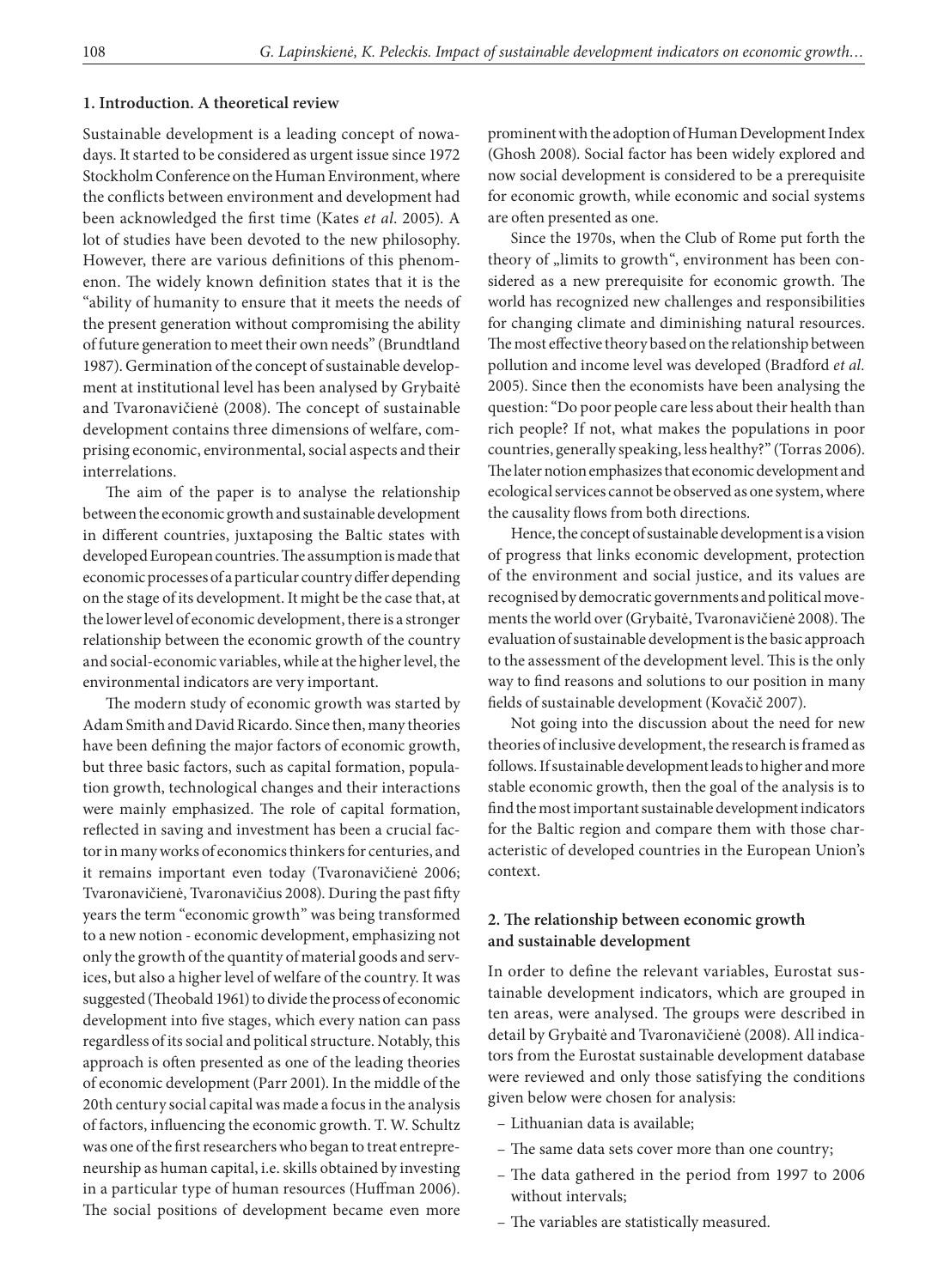## 1. Introduction. A theoretical review

Sustainable development is a leading concept of nowadays. It started to be considered as urgent issue since 1972 Stockholm Conference on the Human Environment, where the conflicts between environment and development had been acknowledged the first time (Kates *et al*. 2005). A lot of studies have been devoted to the new philosophy. However, there are various definitions of this phenomenon. The widely known definition states that it is the "ability of humanity to ensure that it meets the needs of the present generation without compromising the ability of future generation to meet their own needs" (Brundtland 1987). Germination of the concept of sustainable development at institutional level has been analysed by Grybaitė and Tvaronavičienė (2008). The concept of sustainable development contains three dimensions of welfare, comprising economic, environmental, social aspects and their interrelations.

The aim of the paper is to analyse the relationship between the economic growth and sustainable development in different countries, juxtaposing the Baltic states with developed European countries. The assumption is made that economic processes of a particular country differ depending on the stage of its development. It might be the case that, at the lower level of economic development, there is a stronger relationship between the economic growth of the country and social-economic variables, while at the higher level, the environmental indicators are very important.

The modern study of economic growth was started by Adam Smith and David Ricardo. Since then, many theories have been defining the major factors of economic growth, but three basic factors, such as capital formation, population growth, technological changes and their interactions were mainly emphasized. The role of capital formation, reflected in saving and investment has been a crucial factor in many works of economics thinkers for centuries, and it remains important even today (Tvaronavičienė 2006; Tvaronavičienė, Tvaronavičius 2008). During the past fifty years the term "economic growth" was being transformed to a new notion - economic development, emphasizing not only the growth of the quantity of material goods and services, but also a higher level of welfare of the country. It was suggested (Theobald 1961) to divide the process of economic development into five stages, which every nation can pass regardless of its social and political structure. Notably, this approach is often presented as one of the leading theories of economic development (Parr 2001). In the middle of the 20th century social capital was made a focus in the analysis of factors, influencing the economic growth. T. W. Schultz was one of the first researchers who began to treat entrepreneurship as human capital, i.e. skills obtained by investing in a particular type of human resources (Huffman 2006). The social positions of development became even more prominent with the adoption of Human Development Index (Ghosh 2008). Social factor has been widely explored and now social development is considered to be a prerequisite for economic growth, while economic and social systems are often presented as one.

Since the 1970s, when the Club of Rome put forth the theory of „limits to growth", environment has been considered as a new prerequisite for economic growth. The world has recognized new challenges and responsibilities for changing climate and diminishing natural resources. The most effective theory based on the relationship between pollution and income level was developed (Bradford *et al.* 2005). Since then the economists have been analysing the question: "Do poor people care less about their health than rich people? If not, what makes the populations in poor countries, generally speaking, less healthy?" (Torras 2006). The later notion emphasizes that economic development and ecological services cannot be observed as one system, where the causality flows from both directions.

Hence, the concept of sustainable development is a vision of progress that links economic development, protection of the environment and social justice, and its values are recognised by democratic governments and political movements the world over (Grybaitė, Tvaronavičienė 2008). The evaluation of sustainable development is the basic approach to the assessment of the development level. This is the only way to find reasons and solutions to our position in many fields of sustainable development (Kovačič 2007).

Not going into the discussion about the need for new theories of inclusive development, the research is framed as follows. If sustainable development leads to higher and more stable economic growth, then the goal of the analysis is to find the most important sustainable development indicators for the Baltic region and compare them with those characteristic of developed countries in the European Union's context.

## 2. The relationship between economic growth and sustainable development

In order to define the relevant variables, Eurostat sustainable development indicators, which are grouped in ten areas, were analysed. The groups were described in detail by Grybaitė and Tvaronavičienė (2008). All indicators from the Eurostat sustainable development database were reviewed and only those satisfying the conditions given below were chosen for analysis:

- Lithuanian data is available;
- The same data sets cover more than one country;
- The data gathered in the period from 1997 to 2006 without intervals;
- The variables are statistically measured.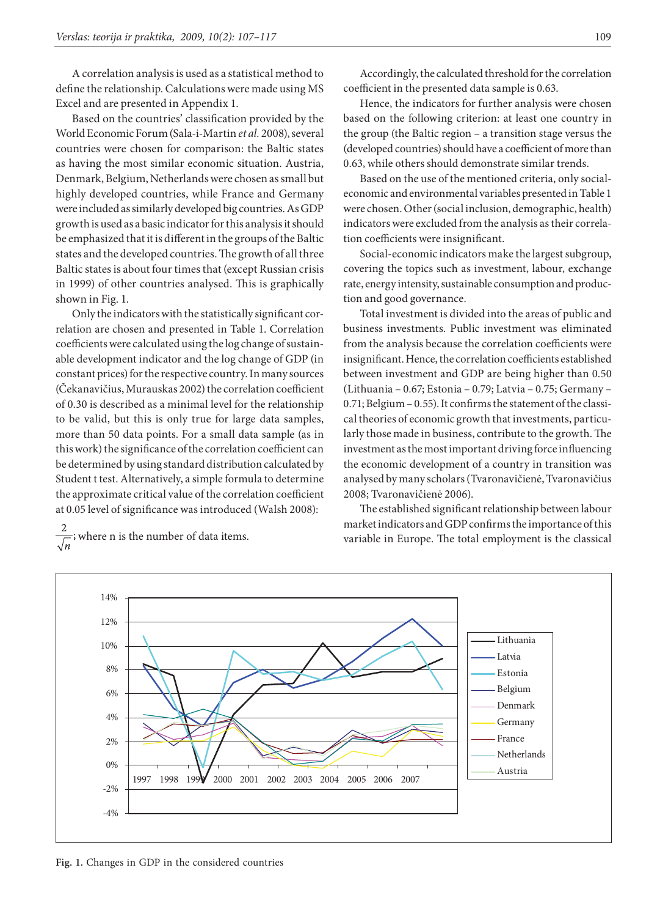A correlation analysis is used as a statistical method to define the relationship. Calculations were made using MS Excel and are presented in Appendix 1.

Based on the countries' classification provided by the World Economic Forum (Sala-i-Martin *et al.* 2008), several countries were chosen for comparison: the Baltic states as having the most similar economic situation. Austria, Denmark, Belgium, Netherlands were chosen as small but highly developed countries, while France and Germany were included as similarly developed big countries. As GDP growth is used as a basic indicator for this analysis it should be emphasized that it is different in the groups of the Baltic states and the developed countries. The growth of all three Baltic states is about four times that (except Russian crisis in 1999) of other countries analysed. This is graphically shown in Fig. 1.

Only the indicators with the statistically significant correlation are chosen and presented in Table 1. Correlation coefficients were calculated using the log change of sustainable development indicator and the log change of GDP (in constant prices) for the respective country. In many sources (Čekanavičius, Murauskas 2002) the correlation coefficient of 0.30 is described as a minimal level for the relationship to be valid, but this is only true for large data samples, more than 50 data points. For a small data sample (as in this work) the significance of the correlation coefficient can be determined by using standard distribution calculated by Student t test. Alternatively, a simple formula to determine the approximate critical value of the correlation coefficient at 0.05 level of significance was introduced (Walsh 2008):

$\frac{2}{\sqrt{n}}$; where n is the number of data items.

Accordingly, the calculated threshold for the correlation coefficient in the presented data sample is 0.63.

Hence, the indicators for further analysis were chosen based on the following criterion: at least one country in the group (the Baltic region – a transition stage versus the (developed countries) should have a coefficient of more than 0.63, while others should demonstrate similar trends.

Based on the use of the mentioned criteria, only social-economic and environmental variables presented in Table 1 were chosen. Other (social inclusion, demographic, health) indicators were excluded from the analysis as their correlation coefficients were insignificant.

Social-economic indicators make the largest subgroup, covering the topics such as investment, labour, exchange rate, energy intensity, sustainable consumption and production and good governance.

Total investment is divided into the areas of public and business investments. Public investment was eliminated from the analysis because the correlation coefficients were insignificant. Hence, the correlation coefficients established between investment and GDP are being higher than 0.50 (Lithuania – 0.67; Estonia – 0.79; Latvia – 0.75; Germany – 0.71; Belgium – 0.55). It confirms the statement of the classical theories of economic growth that investments, particularly those made in business, contribute to the growth. The investment as the most important driving force influencing the economic development of a country in transition was analysed by many scholars (Tvaronavičienė, Tvaronavičius 2008; Tvaronavičienė 2006).

The established significant relationship between labour market indicators and GDP confirms the importance of this variable in Europe. The total employment is the classical

**Fig. 1.** Changes in GDP in the considered countries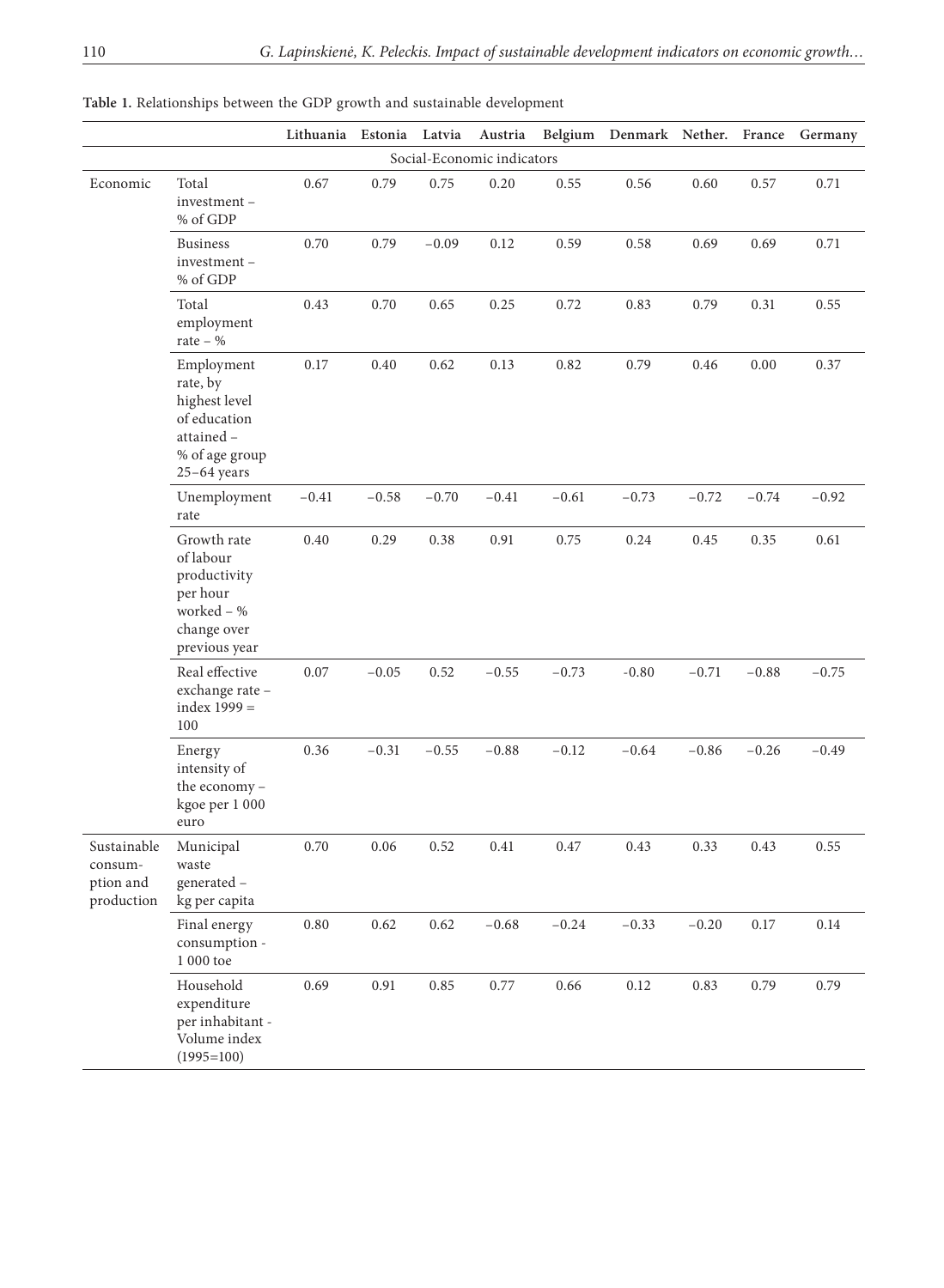**Table 1.** Relationships between the GDP growth and sustainable development

| | | Lithuania | Estonia | Latvia | Austria | Belgium | Denmark | Nether. | France | Germany |
|---|---|---|---|---|---|---|---|---|---|---|
| | | | | | Social-Economic indicators | | | | | |
| Economic | Total investment – % of GDP | 0.67 | 0.79 | 0.75 | 0.20 | 0.55 | 0.56 | 0.60 | 0.57 | 0.71 |
| | Business investment – % of GDP | 0.70 | 0.79 | −0.09 | 0.12 | 0.59 | 0.58 | 0.69 | 0.69 | 0.71 |
| | Total employment rate – % | 0.43 | 0.70 | 0.65 | 0.25 | 0.72 | 0.83 | 0.79 | 0.31 | 0.55 |
| | Employment rate, by highest level of education attained – % of age group 25–64 years | 0.17 | 0.40 | 0.62 | 0.13 | 0.82 | 0.79 | 0.46 | 0.00 | 0.37 |
| | Unemployment rate | −0.41 | −0.58 | −0.70 | −0.41 | −0.61 | −0.73 | −0.72 | −0.74 | −0.92 |
| | Growth rate of labour productivity per hour worked – % change over previous year | 0.40 | 0.29 | 0.38 | 0.91 | 0.75 | 0.24 | 0.45 | 0.35 | 0.61 |
| | Real effective exchange rate – index 1999 = 100 | 0.07 | −0.05 | 0.52 | −0.55 | −0.73 | -0.80 | −0.71 | −0.88 | −0.75 |
| | Energy intensity of the economy – kgoe per 1 000 euro | 0.36 | −0.31 | −0.55 | −0.88 | −0.12 | −0.64 | −0.86 | −0.26 | −0.49 |
| Sustainable consum-ption and production | Municipal waste generated – kg per capita | 0.70 | 0.06 | 0.52 | 0.41 | 0.47 | 0.43 | 0.33 | 0.43 | 0.55 |
| | Final energy consumption - 1 000 toe | 0.80 | 0.62 | 0.62 | −0.68 | −0.24 | −0.33 | −0.20 | 0.17 | 0.14 |
| | Household expenditure per inhabitant - Volume index (1995=100) | 0.69 | 0.91 | 0.85 | 0.77 | 0.66 | 0.12 | 0.83 | 0.79 | 0.79 |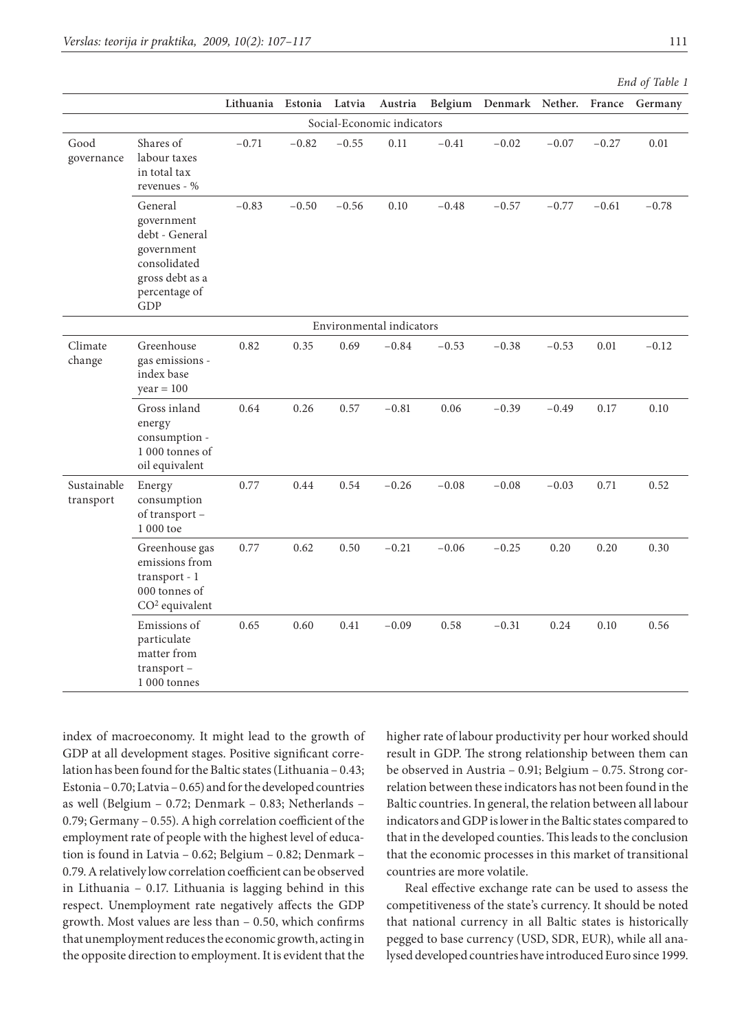*End of Table 1*

| | | Lithuania | Estonia | Latvia | Austria | Belgium | Denmark | Nether. | France | Germany |
|---|---|---|---|---|---|---|---|---|---|---|
| | | | | | Social-Economic indicators | | | | | |
| Good governance | Shares of labour taxes in total tax revenues - % | −0.71 | −0.82 | −0.55 | 0.11 | −0.41 | −0.02 | −0.07 | −0.27 | 0.01 |
| | General government debt - General government consolidated gross debt as a percentage of GDP | −0.83 | −0.50 | −0.56 | 0.10 | −0.48 | −0.57 | −0.77 | −0.61 | −0.78 |
| | | | | | Environmental indicators | | | | | |
| Climate change | Greenhouse gas emissions - index base year = 100 | 0.82 | 0.35 | 0.69 | −0.84 | −0.53 | −0.38 | −0.53 | 0.01 | −0.12 |
| | Gross inland energy consumption - 1 000 tonnes of oil equivalent | 0.64 | 0.26 | 0.57 | −0.81 | 0.06 | −0.39 | −0.49 | 0.17 | 0.10 |
| Sustainable transport | Energy consumption of transport – 1 000 toe | 0.77 | 0.44 | 0.54 | −0.26 | −0.08 | −0.08 | −0.03 | 0.71 | 0.52 |
| | Greenhouse gas emissions from transport - 1 000 tonnes of $CO^2$ equivalent | 0.77 | 0.62 | 0.50 | −0.21 | −0.06 | −0.25 | 0.20 | 0.20 | 0.30 |
| | Emissions of particulate matter from transport – 1 000 tonnes | 0.65 | 0.60 | 0.41 | −0.09 | 0.58 | −0.31 | 0.24 | 0.10 | 0.56 |

index of macroeconomy. It might lead to the growth of GDP at all development stages. Positive significant correlation has been found for the Baltic states (Lithuania – 0.43; Estonia – 0.70; Latvia – 0.65) and for the developed countries as well (Belgium – 0.72; Denmark – 0.83; Netherlands – 0.79; Germany – 0.55). A high correlation coefficient of the employment rate of people with the highest level of education is found in Latvia – 0.62; Belgium – 0.82; Denmark – 0.79. A relatively low correlation coefficient can be observed in Lithuania – 0.17. Lithuania is lagging behind in this respect. Unemployment rate negatively affects the GDP growth. Most values are less than – 0.50, which confirms that unemployment reduces the economic growth, acting in the opposite direction to employment. It is evident that the higher rate of labour productivity per hour worked should result in GDP. The strong relationship between them can be observed in Austria – 0.91; Belgium – 0.75. Strong correlation between these indicators has not been found in the Baltic countries. In general, the relation between all labour indicators and GDP is lower in the Baltic states compared to that in the developed counties. This leads to the conclusion that the economic processes in this market of transitional countries are more volatile.

Real effective exchange rate can be used to assess the competitiveness of the state's currency. It should be noted that national currency in all Baltic states is historically pegged to base currency (USD, SDR, EUR), while all analysed developed countries have introduced Euro since 1999.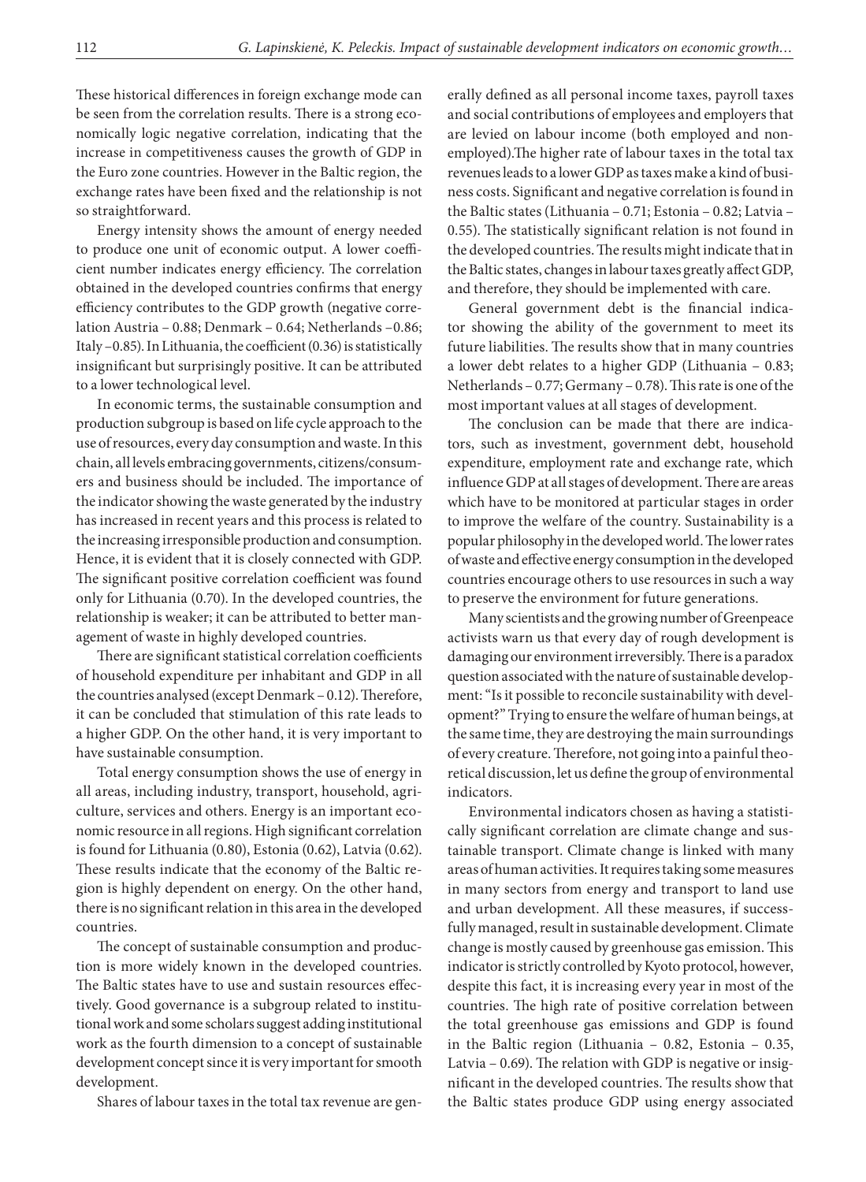These historical differences in foreign exchange mode can be seen from the correlation results. There is a strong economically logic negative correlation, indicating that the increase in competitiveness causes the growth of GDP in the Euro zone countries. However in the Baltic region, the exchange rates have been fixed and the relationship is not so straightforward.

Energy intensity shows the amount of energy needed to produce one unit of economic output. A lower coefficient number indicates energy efficiency. The correlation obtained in the developed countries confirms that energy efficiency contributes to the GDP growth (negative correlation Austria – 0.88; Denmark – 0.64; Netherlands –0.86; Italy –0.85). In Lithuania, the coefficient (0.36) is statistically insignificant but surprisingly positive. It can be attributed to a lower technological level.

In economic terms, the sustainable consumption and production subgroup is based on life cycle approach to the use of resources, every day consumption and waste. In this chain, all levels embracing governments, citizens/consumers and business should be included. The importance of the indicator showing the waste generated by the industry has increased in recent years and this process is related to the increasing irresponsible production and consumption. Hence, it is evident that it is closely connected with GDP. The significant positive correlation coefficient was found only for Lithuania (0.70). In the developed countries, the relationship is weaker; it can be attributed to better management of waste in highly developed countries.

There are significant statistical correlation coefficients of household expenditure per inhabitant and GDP in all the countries analysed (except Denmark – 0.12). Therefore, it can be concluded that stimulation of this rate leads to a higher GDP. On the other hand, it is very important to have sustainable consumption.

Total energy consumption shows the use of energy in all areas, including industry, transport, household, agriculture, services and others. Energy is an important economic resource in all regions. High significant correlation is found for Lithuania (0.80), Estonia (0.62), Latvia (0.62). These results indicate that the economy of the Baltic region is highly dependent on energy. On the other hand, there is no significant relation in this area in the developed countries.

The concept of sustainable consumption and production is more widely known in the developed countries. The Baltic states have to use and sustain resources effectively. Good governance is a subgroup related to institutional work and some scholars suggest adding institutional work as the fourth dimension to a concept of sustainable development concept since it is very important for smooth development.

Shares of labour taxes in the total tax revenue are generally defined as all personal income taxes, payroll taxes and social contributions of employees and employers that are levied on labour income (both employed and non-employed).The higher rate of labour taxes in the total tax revenues leads to a lower GDP as taxes make a kind of business costs. Significant and negative correlation is found in the Baltic states (Lithuania – 0.71; Estonia – 0.82; Latvia – 0.55). The statistically significant relation is not found in the developed countries. The results might indicate that in the Baltic states, changes in labour taxes greatly affect GDP, and therefore, they should be implemented with care.

General government debt is the financial indicator showing the ability of the government to meet its future liabilities. The results show that in many countries a lower debt relates to a higher GDP (Lithuania – 0.83; Netherlands – 0.77; Germany – 0.78). This rate is one of the most important values at all stages of development.

The conclusion can be made that there are indicators, such as investment, government debt, household expenditure, employment rate and exchange rate, which influence GDP at all stages of development. There are areas which have to be monitored at particular stages in order to improve the welfare of the country. Sustainability is a popular philosophy in the developed world. The lower rates of waste and effective energy consumption in the developed countries encourage others to use resources in such a way to preserve the environment for future generations.

Many scientists and the growing number of Greenpeace activists warn us that every day of rough development is damaging our environment irreversibly. There is a paradox question associated with the nature of sustainable development: "Is it possible to reconcile sustainability with development?" Trying to ensure the welfare of human beings, at the same time, they are destroying the main surroundings of every creature. Therefore, not going into a painful theoretical discussion, let us define the group of environmental indicators.

Environmental indicators chosen as having a statistically significant correlation are climate change and sustainable transport. Climate change is linked with many areas of human activities. It requires taking some measures in many sectors from energy and transport to land use and urban development. All these measures, if successfully managed, result in sustainable development. Climate change is mostly caused by greenhouse gas emission. This indicator is strictly controlled by Kyoto protocol, however, despite this fact, it is increasing every year in most of the countries. The high rate of positive correlation between the total greenhouse gas emissions and GDP is found in the Baltic region (Lithuania – 0.82, Estonia – 0.35, Latvia – 0.69). The relation with GDP is negative or insignificant in the developed countries. The results show that the Baltic states produce GDP using energy associated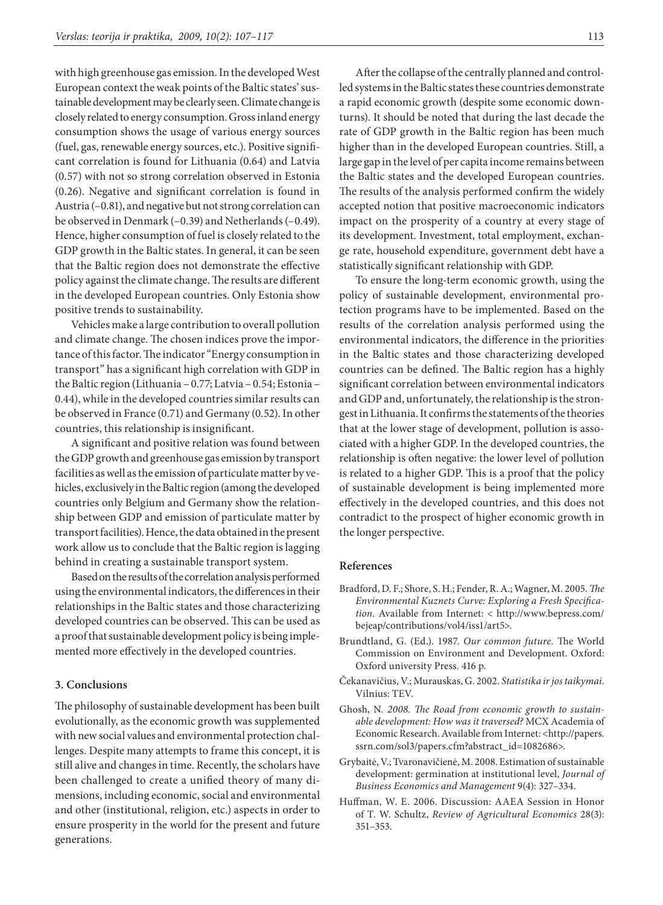with high greenhouse gas emission. In the developed West European context the weak points of the Baltic states' sustainable development may be clearly seen. Climate change is closely related to energy consumption. Gross inland energy consumption shows the usage of various energy sources (fuel, gas, renewable energy sources, etc.). Positive significant correlation is found for Lithuania (0.64) and Latvia (0.57) with not so strong correlation observed in Estonia (0.26). Negative and significant correlation is found in Austria (–0.81), and negative but not strong correlation can be observed in Denmark (–0.39) and Netherlands (–0.49). Hence, higher consumption of fuel is closely related to the GDP growth in the Baltic states. In general, it can be seen that the Baltic region does not demonstrate the effective policy against the climate change. The results are different in the developed European countries. Only Estonia show positive trends to sustainability.

Vehicles make a large contribution to overall pollution and climate change. The chosen indices prove the importance of this factor. The indicator "Energy consumption in transport" has a significant high correlation with GDP in the Baltic region (Lithuania – 0.77; Latvia – 0.54; Estonia – 0.44), while in the developed countries similar results can be observed in France (0.71) and Germany (0.52). In other countries, this relationship is insignificant.

A significant and positive relation was found between the GDP growth and greenhouse gas emission by transport facilities as well as the emission of particulate matter by vehicles, exclusively in the Baltic region (among the developed countries only Belgium and Germany show the relationship between GDP and emission of particulate matter by transport facilities). Hence, the data obtained in the present work allow us to conclude that the Baltic region is lagging behind in creating a sustainable transport system.

Based on the results of the correlation analysis performed using the environmental indicators, the differences in their relationships in the Baltic states and those characterizing developed countries can be observed. This can be used as a proof that sustainable development policy is being implemented more effectively in the developed countries.

## 3. Conclusions

The philosophy of sustainable development has been built evolutionally, as the economic growth was supplemented with new social values and environmental protection challenges. Despite many attempts to frame this concept, it is still alive and changes in time. Recently, the scholars have been challenged to create a unified theory of many dimensions, including economic, social and environmental and other (institutional, religion, etc.) aspects in order to ensure prosperity in the world for the present and future generations.

After the collapse of the centrally planned and controlled systems in the Baltic states these countries demonstrate a rapid economic growth (despite some economic downturns). It should be noted that during the last decade the rate of GDP growth in the Baltic region has been much higher than in the developed European countries. Still, a large gap in the level of per capita income remains between the Baltic states and the developed European countries. The results of the analysis performed confirm the widely accepted notion that positive macroeconomic indicators impact on the prosperity of a country at every stage of its development. Investment, total employment, exchange rate, household expenditure, government debt have a statistically significant relationship with GDP.

To ensure the long-term economic growth, using the policy of sustainable development, environmental protection programs have to be implemented. Based on the results of the correlation analysis performed using the environmental indicators, the difference in the priorities in the Baltic states and those characterizing developed countries can be defined. The Baltic region has a highly significant correlation between environmental indicators and GDP and, unfortunately, the relationship is the strongest in Lithuania. It confirms the statements of the theories that at the lower stage of development, pollution is associated with a higher GDP. In the developed countries, the relationship is often negative: the lower level of pollution is related to a higher GDP. This is a proof that the policy of sustainable development is being implemented more effectively in the developed countries, and this does not contradict to the prospect of higher economic growth in the longer perspective.

### References

Bradford, D. F.; Shore, S. H.; Fender, R. A.; Wagner, M. 2005. *The Environmental Kuznets Curve: Exploring a Fresh Specification.* Available from Internet: < http://www.bepress.com/bejeap/contributions/vol4/iss1/art5>.

Brundtland, G. (Ed.). 1987. *Our common future.* The World Commission on Environment and Development. Oxford: Oxford university Press. 416 p.

Čekanavičius, V.; Murauskas, G. 2002. *Statistika ir jos taikymai.* Vilnius: TEV.

Ghosh, N. *2008. The Road from economic growth to sustainable development: How was it traversed?* MCX Academia of Economic Research. Available from Internet: <http://papers.ssrn.com/sol3/papers.cfm?abstract_id=1082686>.

Grybaitė, V.; Tvaronavičienė, M. 2008. Estimation of sustainable development: germination at institutional level, *Journal of Business Economics and Management* 9(4): 327–334.

Huffman, W. E. 2006. Discussion: AAEA Session in Honor of T. W. Schultz, *Review of Agricultural Economics* 28(3): 351–353.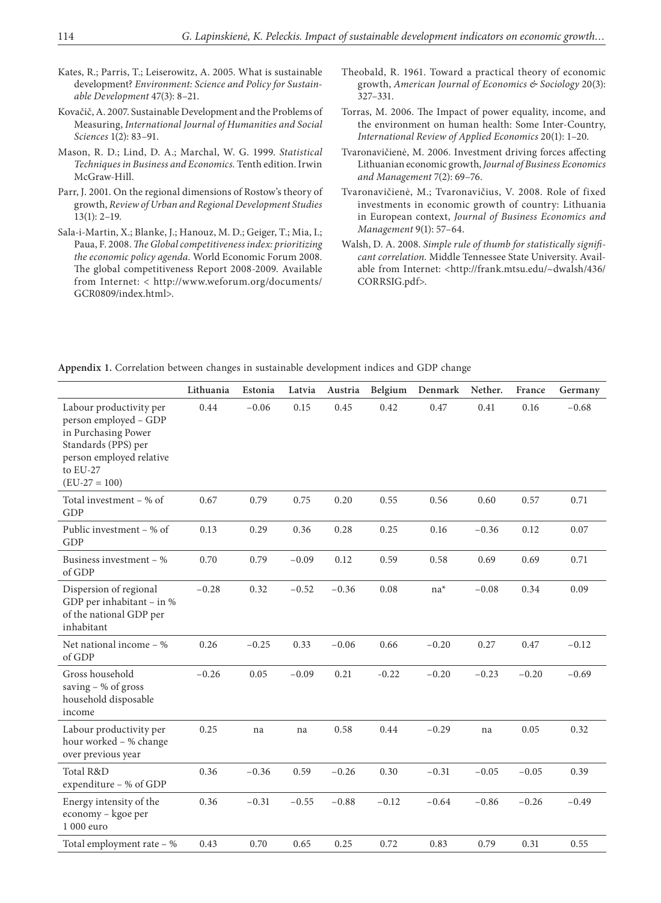Kates, R.; Parris, T.; Leiserowitz, A. 2005. What is sustainable development? *Environment: Science and Policy for Sustainable Development* 47(3): 8–21.

Kovačič, A. 2007. Sustainable Development and the Problems of Measuring, *International Journal of Humanities and Social Sciences* 1(2): 83–91.

Mason, R. D.; Lind, D. A.; Marchal, W. G. 1999. *Statistical Techniques in Business and Economics.* Tenth edition. Irwin McGraw-Hill.

Parr, J. 2001. On the regional dimensions of Rostow's theory of growth, *Review of Urban and Regional Development Studies* 13(1): 2–19.

Sala-i-Martin, X.; Blanke, J.; Hanouz, M. D.; Geiger, T.; Mia, I.; Paua, F. 2008. *The Global competitiveness index: prioritizing the economic policy agenda.* World Economic Forum 2008. The global competitiveness Report 2008-2009. Available from Internet: < http://www.weforum.org/documents/GCR0809/index.html>.

Theobald, R. 1961. Toward a practical theory of economic growth, *American Journal of Economics & Sociology* 20(3): 327–331.

Torras, M. 2006. The Impact of power equality, income, and the environment on human health: Some Inter-Country, *International Review of Applied Economics* 20(1): 1–20.

Tvaronavičienė, M. 2006. Investment driving forces affecting Lithuanian economic growth, *Journal of Business Economics and Management* 7(2): 69–76.

Tvaronavičienė, M.; Tvaronavičius, V. 2008. Role of fixed investments in economic growth of country: Lithuania in European context, *Journal of Business Economics and Management* 9(1): 57–64.

Walsh, D. A. 2008. *Simple rule of thumb for statistically significant correlation.* Middle Tennessee State University. Available from Internet: <http://frank.mtsu.edu/~dwalsh/436/CORRSIG.pdf>.

**Appendix 1.** Correlation between changes in sustainable development indices and GDP change

| | Lithuania | Estonia | Latvia | Austria | Belgium | Denmark | Nether. | France | Germany |
|---|---|---|---|---|---|---|---|---|---|
| Labour productivity per person employed – GDP in Purchasing Power Standards (PPS) per person employed relative to EU-27 (EU-27 = 100) | 0.44 | −0.06 | 0.15 | 0.45 | 0.42 | 0.47 | 0.41 | 0.16 | −0.68 |
| Total investment – % of GDP | 0.67 | 0.79 | 0.75 | 0.20 | 0.55 | 0.56 | 0.60 | 0.57 | 0.71 |
| Public investment – % of GDP | 0.13 | 0.29 | 0.36 | 0.28 | 0.25 | 0.16 | −0.36 | 0.12 | 0.07 |
| Business investment – % of GDP | 0.70 | 0.79 | −0.09 | 0.12 | 0.59 | 0.58 | 0.69 | 0.69 | 0.71 |
| Dispersion of regional GDP per inhabitant – in % of the national GDP per inhabitant | −0.28 | 0.32 | −0.52 | −0.36 | 0.08 | na* | −0.08 | 0.34 | 0.09 |
| Net national income – % of GDP | 0.26 | −0.25 | 0.33 | −0.06 | 0.66 | −0.20 | 0.27 | 0.47 | −0.12 |
| Gross household saving – % of gross household disposable income | −0.26 | 0.05 | −0.09 | 0.21 | -0.22 | −0.20 | −0.23 | −0.20 | −0.69 |
| Labour productivity per hour worked – % change over previous year | 0.25 | na | na | 0.58 | 0.44 | −0.29 | na | 0.05 | 0.32 |
| Total R&D expenditure – % of GDP | 0.36 | −0.36 | 0.59 | −0.26 | 0.30 | −0.31 | −0.05 | −0.05 | 0.39 |
| Energy intensity of the economy – kgoe per 1 000 euro | 0.36 | −0.31 | −0.55 | −0.88 | −0.12 | −0.64 | −0.86 | −0.26 | −0.49 |
| Total employment rate – % | 0.43 | 0.70 | 0.65 | 0.25 | 0.72 | 0.83 | 0.79 | 0.31 | 0.55 |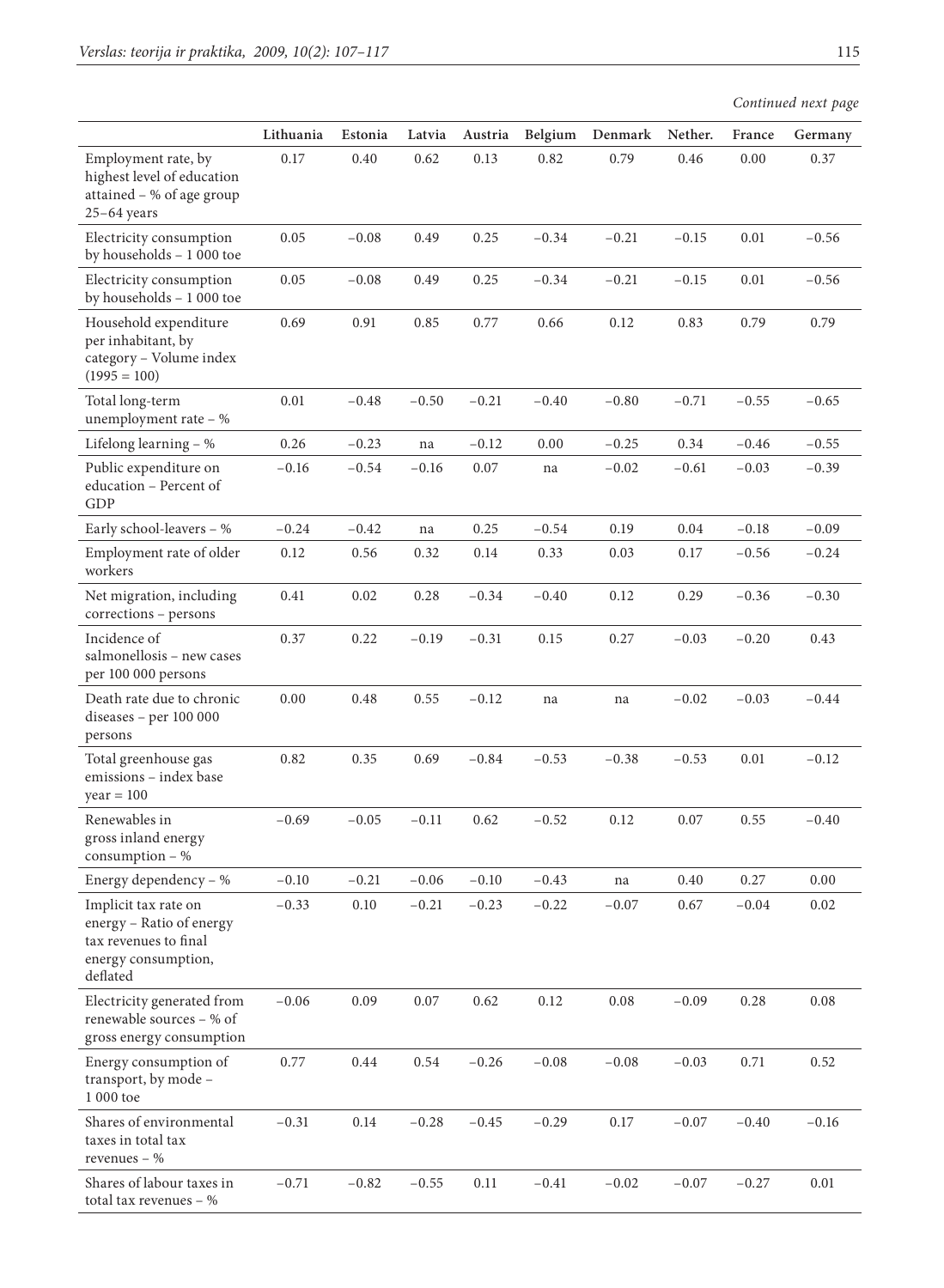*Continued next page*

| | Lithuania | Estonia | Latvia | Austria | Belgium | Denmark | Nether. | France | Germany |
|---|---|---|---|---|---|---|---|---|---|
| Employment rate, by highest level of education attained – % of age group 25–64 years | 0.17 | 0.40 | 0.62 | 0.13 | 0.82 | 0.79 | 0.46 | 0.00 | 0.37 |
| Electricity consumption by households – 1 000 toe | 0.05 | −0.08 | 0.49 | 0.25 | −0.34 | −0.21 | −0.15 | 0.01 | −0.56 |
| Electricity consumption by households – 1 000 toe | 0.05 | −0.08 | 0.49 | 0.25 | −0.34 | −0.21 | −0.15 | 0.01 | −0.56 |
| Household expenditure per inhabitant, by category – Volume index (1995 = 100) | 0.69 | 0.91 | 0.85 | 0.77 | 0.66 | 0.12 | 0.83 | 0.79 | 0.79 |
| Total long-term unemployment rate – % | 0.01 | −0.48 | −0.50 | −0.21 | −0.40 | −0.80 | −0.71 | −0.55 | −0.65 |
| Lifelong learning – % | 0.26 | −0.23 | na | −0.12 | 0.00 | −0.25 | 0.34 | −0.46 | −0.55 |
| Public expenditure on education – Percent of GDP | −0.16 | −0.54 | −0.16 | 0.07 | na | −0.02 | −0.61 | −0.03 | −0.39 |
| Early school-leavers – % | −0.24 | −0.42 | na | 0.25 | −0.54 | 0.19 | 0.04 | −0.18 | −0.09 |
| Employment rate of older workers | 0.12 | 0.56 | 0.32 | 0.14 | 0.33 | 0.03 | 0.17 | −0.56 | −0.24 |
| Net migration, including corrections – persons | 0.41 | 0.02 | 0.28 | −0.34 | −0.40 | 0.12 | 0.29 | −0.36 | −0.30 |
| Incidence of salmonellosis – new cases per 100 000 persons | 0.37 | 0.22 | −0.19 | −0.31 | 0.15 | 0.27 | −0.03 | −0.20 | 0.43 |
| Death rate due to chronic diseases – per 100 000 persons | 0.00 | 0.48 | 0.55 | −0.12 | na | na | −0.02 | −0.03 | −0.44 |
| Total greenhouse gas emissions – index base year = 100 | 0.82 | 0.35 | 0.69 | −0.84 | −0.53 | −0.38 | −0.53 | 0.01 | −0.12 |
| Renewables in gross inland energy consumption – % | −0.69 | −0.05 | −0.11 | 0.62 | −0.52 | 0.12 | 0.07 | 0.55 | −0.40 |
| Energy dependency – % | −0.10 | −0.21 | −0.06 | −0.10 | −0.43 | na | 0.40 | 0.27 | 0.00 |
| Implicit tax rate on energy – Ratio of energy tax revenues to final energy consumption, deflated | −0.33 | 0.10 | −0.21 | −0.23 | −0.22 | −0.07 | 0.67 | −0.04 | 0.02 |
| Electricity generated from renewable sources – % of gross energy consumption | −0.06 | 0.09 | 0.07 | 0.62 | 0.12 | 0.08 | −0.09 | 0.28 | 0.08 |
| Energy consumption of transport, by mode – 1 000 toe | 0.77 | 0.44 | 0.54 | −0.26 | −0.08 | −0.08 | −0.03 | 0.71 | 0.52 |
| Shares of environmental taxes in total tax revenues – % | −0.31 | 0.14 | −0.28 | −0.45 | −0.29 | 0.17 | −0.07 | −0.40 | −0.16 |
| Shares of labour taxes in total tax revenues – % | −0.71 | −0.82 | −0.55 | 0.11 | −0.41 | −0.02 | −0.07 | −0.27 | 0.01 |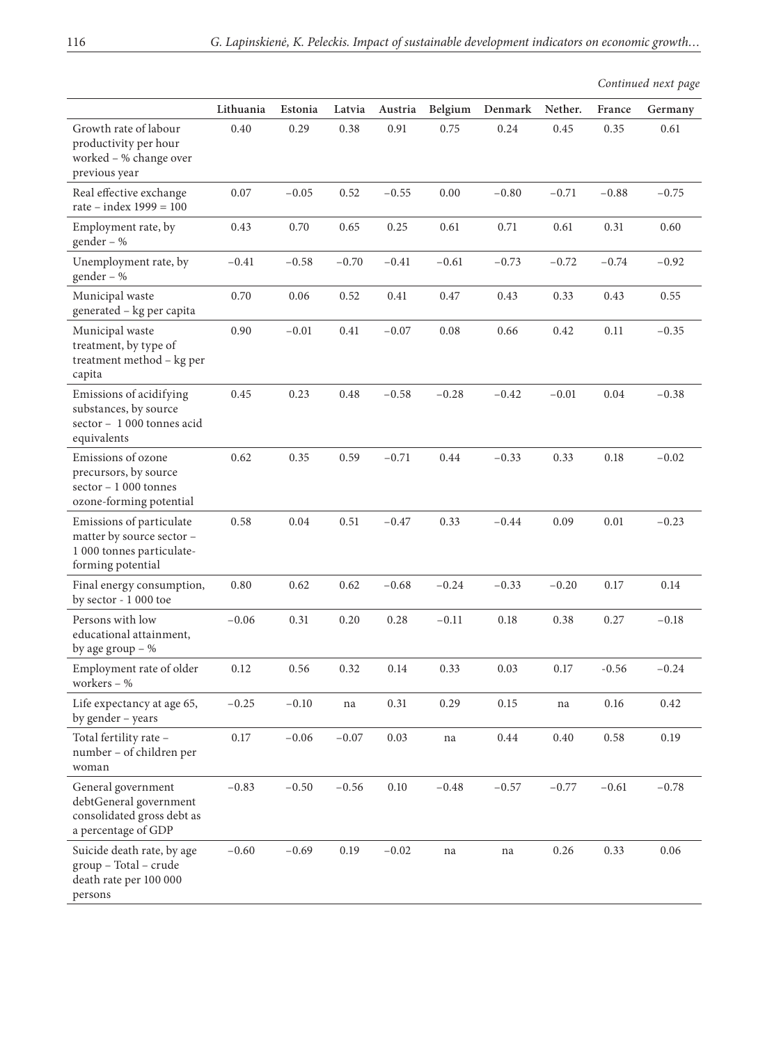*Continued next page*

| | Lithuania | Estonia | Latvia | Austria | Belgium | Denmark | Nether. | France | Germany |
|---|---|---|---|---|---|---|---|---|---|
| Growth rate of labour productivity per hour worked – % change over previous year | 0.40 | 0.29 | 0.38 | 0.91 | 0.75 | 0.24 | 0.45 | 0.35 | 0.61 |
| Real effective exchange rate – index 1999 = 100 | 0.07 | −0.05 | 0.52 | −0.55 | 0.00 | −0.80 | −0.71 | −0.88 | −0.75 |
| Employment rate, by gender – % | 0.43 | 0.70 | 0.65 | 0.25 | 0.61 | 0.71 | 0.61 | 0.31 | 0.60 |
| Unemployment rate, by gender – % | −0.41 | −0.58 | −0.70 | −0.41 | −0.61 | −0.73 | −0.72 | −0.74 | −0.92 |
| Municipal waste generated – kg per capita | 0.70 | 0.06 | 0.52 | 0.41 | 0.47 | 0.43 | 0.33 | 0.43 | 0.55 |
| Municipal waste treatment, by type of treatment method – kg per capita | 0.90 | −0.01 | 0.41 | −0.07 | 0.08 | 0.66 | 0.42 | 0.11 | −0.35 |
| Emissions of acidifying substances, by source sector – 1 000 tonnes acid equivalents | 0.45 | 0.23 | 0.48 | −0.58 | −0.28 | −0.42 | −0.01 | 0.04 | −0.38 |
| Emissions of ozone precursors, by source sector – 1 000 tonnes ozone-forming potential | 0.62 | 0.35 | 0.59 | −0.71 | 0.44 | −0.33 | 0.33 | 0.18 | −0.02 |
| Emissions of particulate matter by source sector – 1 000 tonnes particulate-forming potential | 0.58 | 0.04 | 0.51 | −0.47 | 0.33 | −0.44 | 0.09 | 0.01 | −0.23 |
| Final energy consumption, by sector - 1 000 toe | 0.80 | 0.62 | 0.62 | −0.68 | −0.24 | −0.33 | −0.20 | 0.17 | 0.14 |
| Persons with low educational attainment, by age group – % | −0.06 | 0.31 | 0.20 | 0.28 | −0.11 | 0.18 | 0.38 | 0.27 | −0.18 |
| Employment rate of older workers – % | 0.12 | 0.56 | 0.32 | 0.14 | 0.33 | 0.03 | 0.17 | -0.56 | −0.24 |
| Life expectancy at age 65, by gender – years | −0.25 | −0.10 | na | 0.31 | 0.29 | 0.15 | na | 0.16 | 0.42 |
| Total fertility rate – number – of children per woman | 0.17 | −0.06 | −0.07 | 0.03 | na | 0.44 | 0.40 | 0.58 | 0.19 |
| General government debtGeneral government consolidated gross debt as a percentage of GDP | −0.83 | −0.50 | −0.56 | 0.10 | −0.48 | −0.57 | −0.77 | −0.61 | −0.78 |
| Suicide death rate, by age group – Total – crude death rate per 100 000 persons | −0.60 | −0.69 | 0.19 | −0.02 | na | na | 0.26 | 0.33 | 0.06 |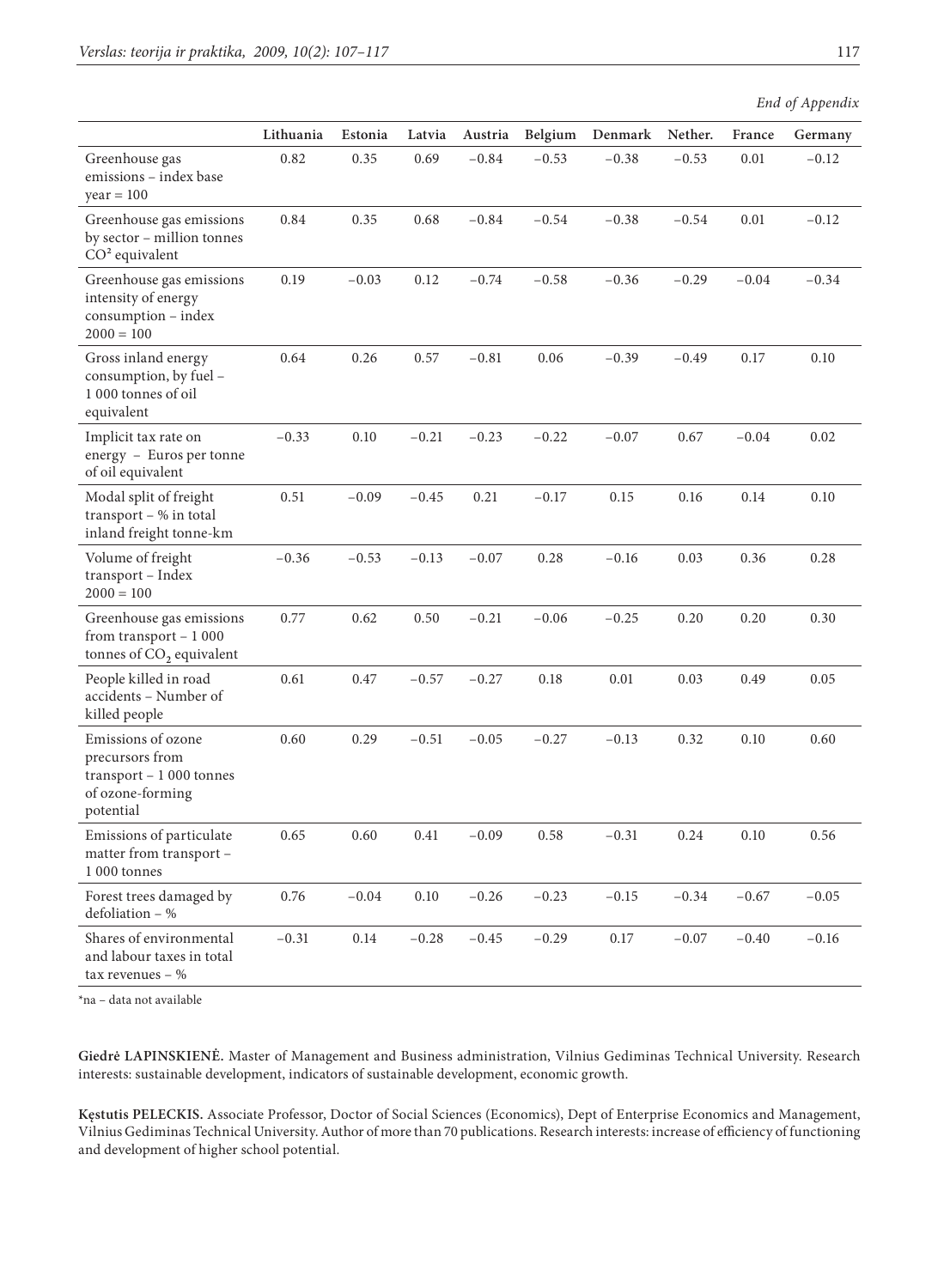*End of Appendix*

| | Lithuania | Estonia | Latvia | Austria | Belgium | Denmark | Nether. | France | Germany |
|---|---|---|---|---|---|---|---|---|---|
| Greenhouse gas emissions – index base year = 100 | 0.82 | 0.35 | 0.69 | −0.84 | −0.53 | −0.38 | −0.53 | 0.01 | −0.12 |
| Greenhouse gas emissions by sector – million tonnes $CO^2$ equivalent | 0.84 | 0.35 | 0.68 | −0.84 | −0.54 | −0.38 | −0.54 | 0.01 | −0.12 |
| Greenhouse gas emissions intensity of energy consumption – index 2000 = 100 | 0.19 | −0.03 | 0.12 | −0.74 | −0.58 | −0.36 | −0.29 | −0.04 | −0.34 |
| Gross inland energy consumption, by fuel – 1 000 tonnes of oil equivalent | 0.64 | 0.26 | 0.57 | −0.81 | 0.06 | −0.39 | −0.49 | 0.17 | 0.10 |
| Implicit tax rate on energy – Euros per tonne of oil equivalent | −0.33 | 0.10 | −0.21 | −0.23 | −0.22 | −0.07 | 0.67 | −0.04 | 0.02 |
| Modal split of freight transport – % in total inland freight tonne-km | 0.51 | −0.09 | −0.45 | 0.21 | −0.17 | 0.15 | 0.16 | 0.14 | 0.10 |
| Volume of freight transport – Index 2000 = 100 | −0.36 | −0.53 | −0.13 | −0.07 | 0.28 | −0.16 | 0.03 | 0.36 | 0.28 |
| Greenhouse gas emissions from transport – 1 000 tonnes of $CO_2$ equivalent | 0.77 | 0.62 | 0.50 | −0.21 | −0.06 | −0.25 | 0.20 | 0.20 | 0.30 |
| People killed in road accidents – Number of killed people | 0.61 | 0.47 | −0.57 | −0.27 | 0.18 | 0.01 | 0.03 | 0.49 | 0.05 |
| Emissions of ozone precursors from transport – 1 000 tonnes of ozone-forming potential | 0.60 | 0.29 | −0.51 | −0.05 | −0.27 | −0.13 | 0.32 | 0.10 | 0.60 |
| Emissions of particulate matter from transport – 1 000 tonnes | 0.65 | 0.60 | 0.41 | −0.09 | 0.58 | −0.31 | 0.24 | 0.10 | 0.56 |
| Forest trees damaged by defoliation – % | 0.76 | −0.04 | 0.10 | −0.26 | −0.23 | −0.15 | −0.34 | −0.67 | −0.05 |
| Shares of environmental and labour taxes in total tax revenues – % | −0.31 | 0.14 | −0.28 | −0.45 | −0.29 | 0.17 | −0.07 | −0.40 | −0.16 |

*na – data not available

**Giedrė LAPINSKIENĖ.** Master of Management and Business administration, Vilnius Gediminas Technical University. Research interests: sustainable development, indicators of sustainable development, economic growth.

**Kęstutis PELECKIS.** Associate Professor, Doctor of Social Sciences (Economics), Dept of Enterprise Economics and Management, Vilnius Gediminas Technical University. Author of more than 70 publications. Research interests: increase of efficiency of functioning and development of higher school potential.